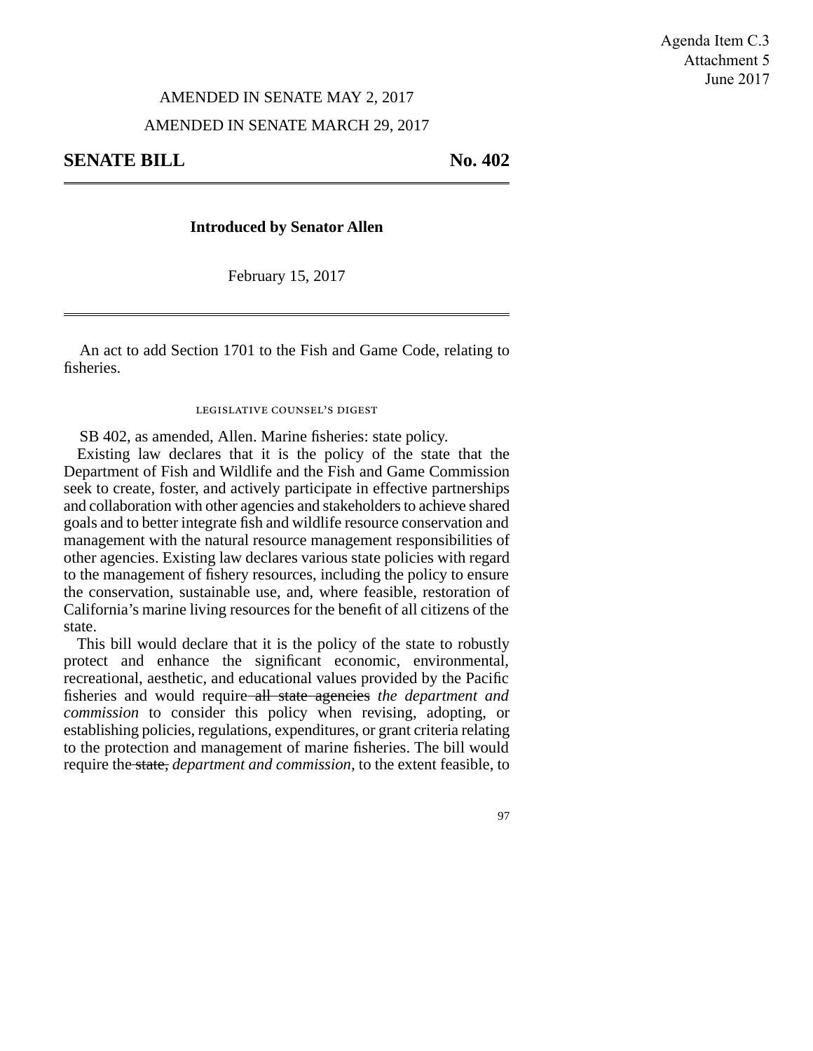Agenda Item C.3
Attachment 5
June 2017

AMENDED IN SENATE MAY 2, 2017

AMENDED IN SENATE MARCH 29, 2017

## SENATE BILL No. 402

**Introduced by Senator Allen**

February 15, 2017

An act to add Section 1701 to the Fish and Game Code, relating to fisheries.

LEGISLATIVE COUNSEL'S DIGEST

SB 402, as amended, Allen. Marine fisheries: state policy.

Existing law declares that it is the policy of the state that the Department of Fish and Wildlife and the Fish and Game Commission seek to create, foster, and actively participate in effective partnerships and collaboration with other agencies and stakeholders to achieve shared goals and to better integrate fish and wildlife resource conservation and management with the natural resource management responsibilities of other agencies. Existing law declares various state policies with regard to the management of fishery resources, including the policy to ensure the conservation, sustainable use, and, where feasible, restoration of California's marine living resources for the benefit of all citizens of the state.

This bill would declare that it is the policy of the state to robustly protect and enhance the significant economic, environmental, recreational, aesthetic, and educational values provided by the Pacific fisheries and would require ~~all state agencies~~ *the department and commission* to consider this policy when revising, adopting, or establishing policies, regulations, expenditures, or grant criteria relating to the protection and management of marine fisheries. The bill would require the ~~state,~~ *department and commission,* to the extent feasible, to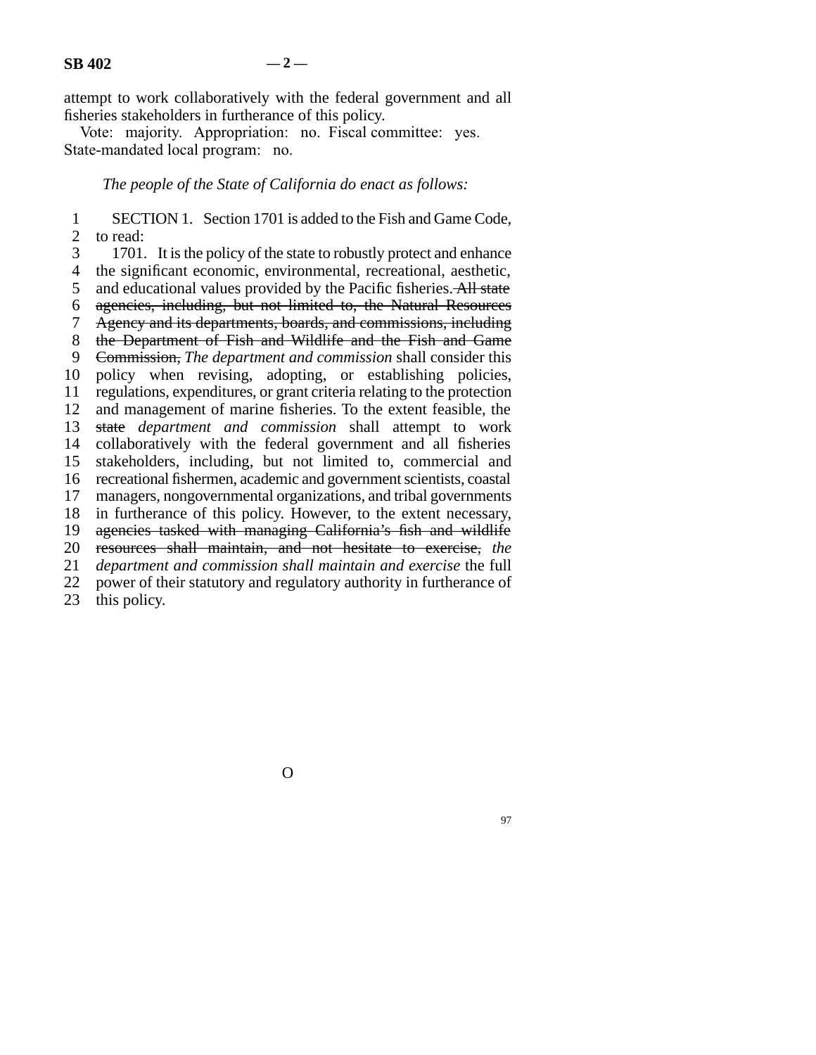attempt to work collaboratively with the federal government and all fisheries stakeholders in furtherance of this policy.

Vote: majority. Appropriation: no. Fiscal committee: yes. State-mandated local program: no.

*The people of the State of California do enact as follows:*

SECTION 1. Section 1701 is added to the Fish and Game Code, to read:

1701. It is the policy of the state to robustly protect and enhance the significant economic, environmental, recreational, aesthetic, and educational values provided by the Pacific fisheries. ~~All state agencies, including, but not limited to, the Natural Resources Agency and its departments, boards, and commissions, including the Department of Fish and Wildlife and the Fish and Game Commission,~~ *The department and commission* shall consider this policy when revising, adopting, or establishing policies, regulations, expenditures, or grant criteria relating to the protection and management of marine fisheries. To the extent feasible, the ~~state~~ *department and commission* shall attempt to work collaboratively with the federal government and all fisheries stakeholders, including, but not limited to, commercial and recreational fishermen, academic and government scientists, coastal managers, nongovernmental organizations, and tribal governments in furtherance of this policy. However, to the extent necessary, ~~agencies tasked with managing California's fish and wildlife resources shall maintain, and not hesitate to exercise,~~ *the department and commission shall maintain and exercise* the full power of their statutory and regulatory authority in furtherance of this policy.